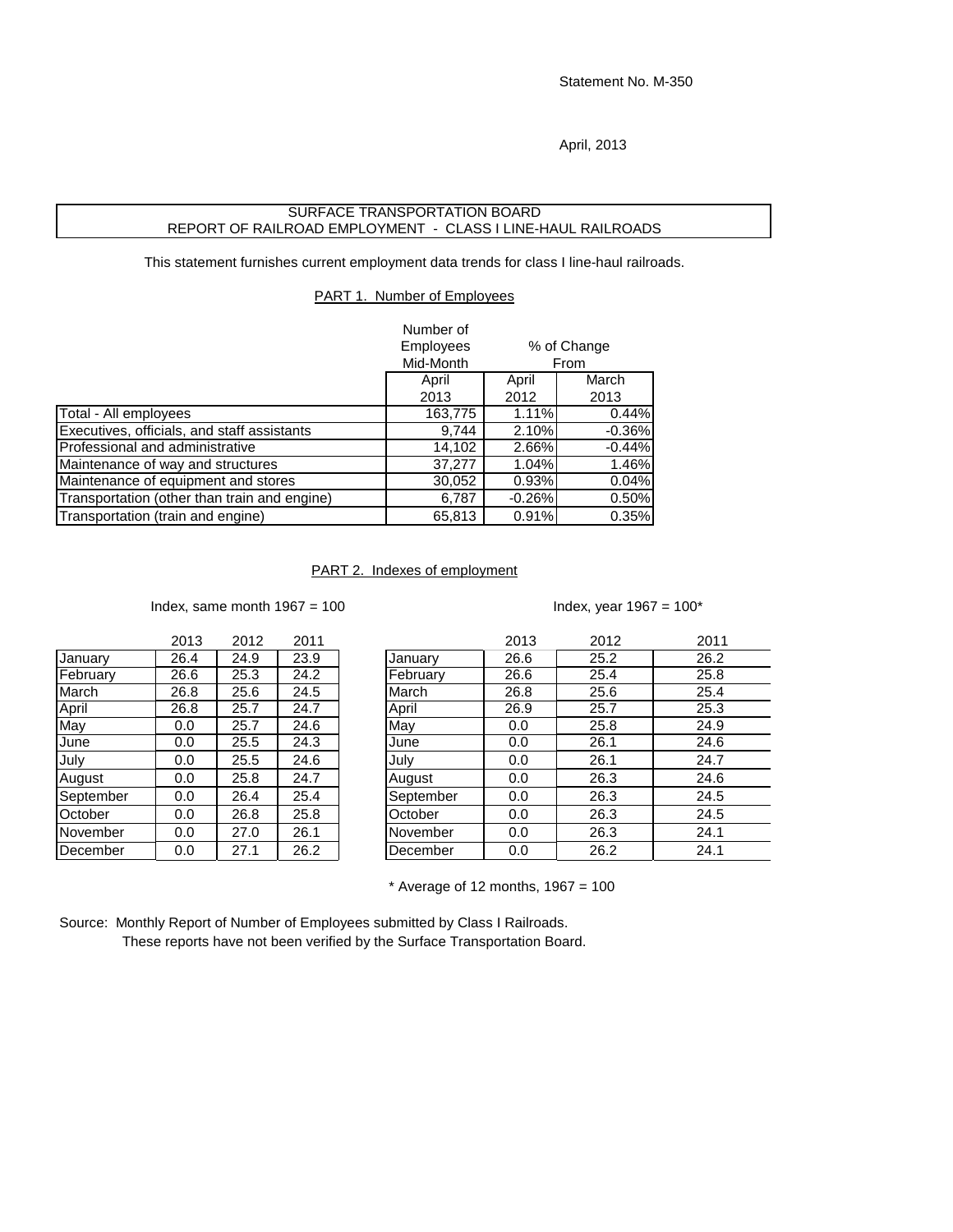Statement No. M-350

April, 2013

# SURFACE TRANSPORTATION BOARD
# REPORT OF RAILROAD EMPLOYMENT - CLASS I LINE-HAUL RAILROADS

This statement furnishes current employment data trends for class I line-haul railroads.

## PART 1. Number of Employees

| | Number of Employees Mid-Month | % of Change From | |
|---|---|---|---|
| | April 2013 | April 2012 | March 2013 |
| Total - All employees | 163,775 | 1.11% | 0.44% |
| Executives, officials, and staff assistants | 9,744 | 2.10% | -0.36% |
| Professional and administrative | 14,102 | 2.66% | -0.44% |
| Maintenance of way and structures | 37,277 | 1.04% | 1.46% |
| Maintenance of equipment and stores | 30,052 | 0.93% | 0.04% |
| Transportation (other than train and engine) | 6,787 | -0.26% | 0.50% |
| Transportation (train and engine) | 65,813 | 0.91% | 0.35% |

## PART 2. Indexes of employment

Index, same month 1967 = 100

| | 2013 | 2012 | 2011 |
|---|---|---|---|
| January | 26.4 | 24.9 | 23.9 |
| February | 26.6 | 25.3 | 24.2 |
| March | 26.8 | 25.6 | 24.5 |
| April | 26.8 | 25.7 | 24.7 |
| May | 0.0 | 25.7 | 24.6 |
| June | 0.0 | 25.5 | 24.3 |
| July | 0.0 | 25.5 | 24.6 |
| August | 0.0 | 25.8 | 24.7 |
| September | 0.0 | 26.4 | 25.4 |
| October | 0.0 | 26.8 | 25.8 |
| November | 0.0 | 27.0 | 26.1 |
| December | 0.0 | 27.1 | 26.2 |

Index, year 1967 = 100*

| | 2013 | 2012 | 2011 |
|---|---|---|---|
| January | 26.6 | 25.2 | 26.2 |
| February | 26.6 | 25.4 | 25.8 |
| March | 26.8 | 25.6 | 25.4 |
| April | 26.9 | 25.7 | 25.3 |
| May | 0.0 | 25.8 | 24.9 |
| June | 0.0 | 26.1 | 24.6 |
| July | 0.0 | 26.1 | 24.7 |
| August | 0.0 | 26.3 | 24.6 |
| September | 0.0 | 26.3 | 24.5 |
| October | 0.0 | 26.3 | 24.5 |
| November | 0.0 | 26.3 | 24.1 |
| December | 0.0 | 26.2 | 24.1 |

* Average of 12 months, 1967 = 100

Source: Monthly Report of Number of Employees submitted by Class I Railroads.
These reports have not been verified by the Surface Transportation Board.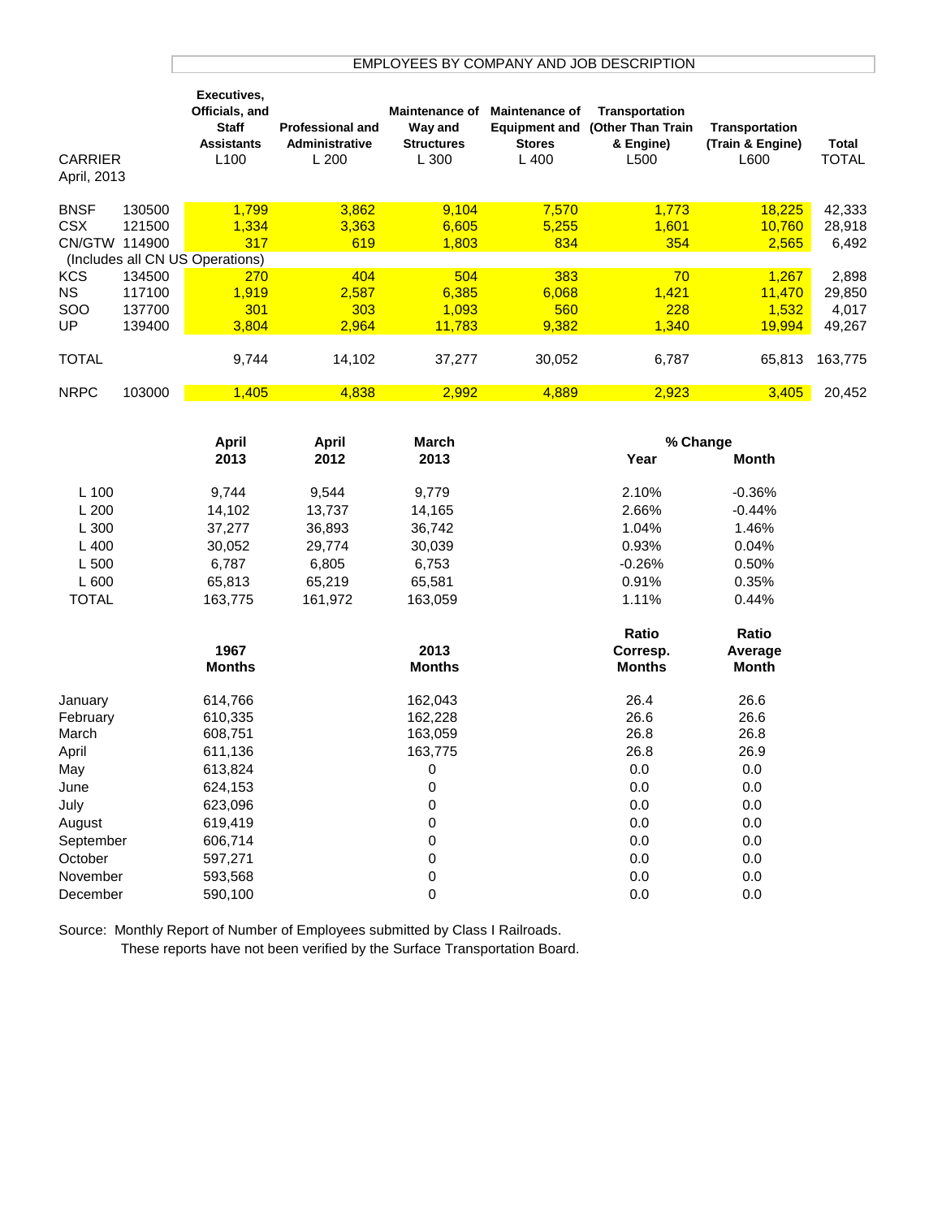## EMPLOYEES BY COMPANY AND JOB DESCRIPTION

| CARRIER April, 2013 | | Executives, Officials, and Staff Assistants L100 | Professional and Administrative L 200 | Maintenance of Way and Structures L 300 | Maintenance of Equipment and Stores L 400 | Transportation (Other Than Train & Engine) L500 | Transportation (Train & Engine) L600 | Total TOTAL |
|---|---|---|---|---|---|---|---|---|
| BNSF | 130500 | 1,799 | 3,862 | 9,104 | 7,570 | 1,773 | 18,225 | 42,333 |
| CSX | 121500 | 1,334 | 3,363 | 6,605 | 5,255 | 1,601 | 10,760 | 28,918 |
| CN/GTW | 114900 | 317 | 619 | 1,803 | 834 | 354 | 2,565 | 6,492 |
| (Includes all CN US Operations) | | | | | | | | |
| KCS | 134500 | 270 | 404 | 504 | 383 | 70 | 1,267 | 2,898 |
| NS | 117100 | 1,919 | 2,587 | 6,385 | 6,068 | 1,421 | 11,470 | 29,850 |
| SOO | 137700 | 301 | 303 | 1,093 | 560 | 228 | 1,532 | 4,017 |
| UP | 139400 | 3,804 | 2,964 | 11,783 | 9,382 | 1,340 | 19,994 | 49,267 |
| TOTAL | | 9,744 | 14,102 | 37,277 | 30,052 | 6,787 | 65,813 | 163,775 |
| NRPC | 103000 | 1,405 | 4,838 | 2,992 | 4,889 | 2,923 | 3,405 | 20,452 |

| | April 2013 | April 2012 | March 2013 | % Change Year | % Change Month |
|---|---|---|---|---|---|
| L 100 | 9,744 | 9,544 | 9,779 | 2.10% | -0.36% |
| L 200 | 14,102 | 13,737 | 14,165 | 2.66% | -0.44% |
| L 300 | 37,277 | 36,893 | 36,742 | 1.04% | 1.46% |
| L 400 | 30,052 | 29,774 | 30,039 | 0.93% | 0.04% |
| L 500 | 6,787 | 6,805 | 6,753 | -0.26% | 0.50% |
| L 600 | 65,813 | 65,219 | 65,581 | 0.91% | 0.35% |
| TOTAL | 163,775 | 161,972 | 163,059 | 1.11% | 0.44% |

| | 1967 Months | 2013 Months | Ratio Corresp. Months | Ratio Average Month |
|---|---|---|---|---|
| January | 614,766 | 162,043 | 26.4 | 26.6 |
| February | 610,335 | 162,228 | 26.6 | 26.6 |
| March | 608,751 | 163,059 | 26.8 | 26.8 |
| April | 611,136 | 163,775 | 26.8 | 26.9 |
| May | 613,824 | 0 | 0.0 | 0.0 |
| June | 624,153 | 0 | 0.0 | 0.0 |
| July | 623,096 | 0 | 0.0 | 0.0 |
| August | 619,419 | 0 | 0.0 | 0.0 |
| September | 606,714 | 0 | 0.0 | 0.0 |
| October | 597,271 | 0 | 0.0 | 0.0 |
| November | 593,568 | 0 | 0.0 | 0.0 |
| December | 590,100 | 0 | 0.0 | 0.0 |

Source: Monthly Report of Number of Employees submitted by Class I Railroads.
These reports have not been verified by the Surface Transportation Board.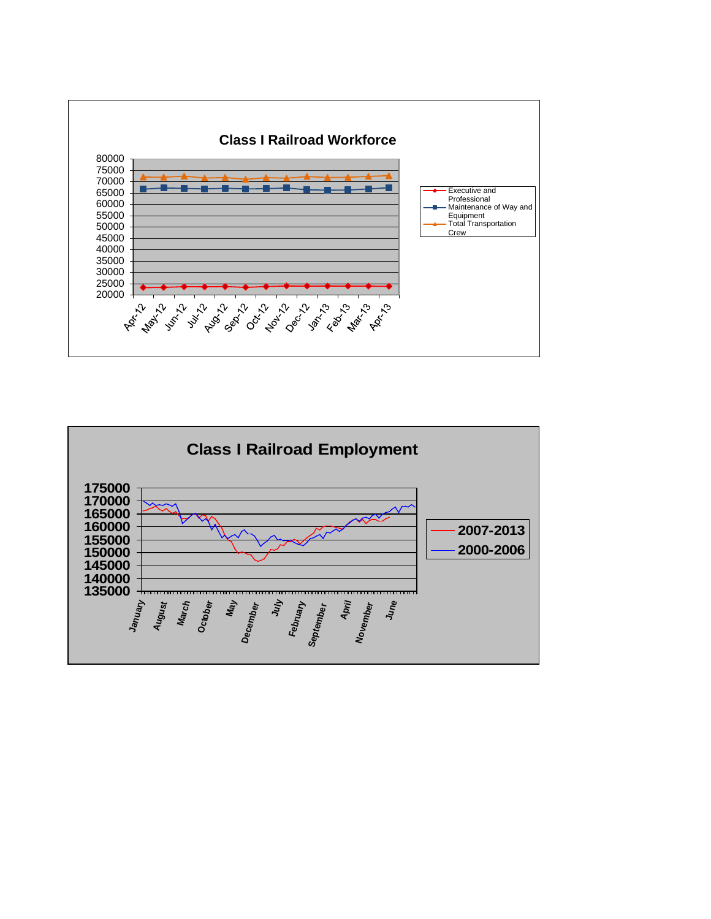Class I Railroad Workforce

80000
75000
70000
65000
60000
55000
50000
45000
40000
35000
30000
25000
20000

Apr-12
May-12
Jun-12
Jul-12
Aug-12
Sep-12
Oct-12
Nov-12
Dec-12
Jan-13
Feb-13
Mar-13
Apr-13

Executive and Professional
Maintenance of Way and Equipment
Total Transportation Crew

Class I Railroad Employment

175000
170000
165000
160000
155000
150000
145000
140000
135000

January
August
March
October
May
December
July
February
September
April
November
June

2007-2013
2000-2006